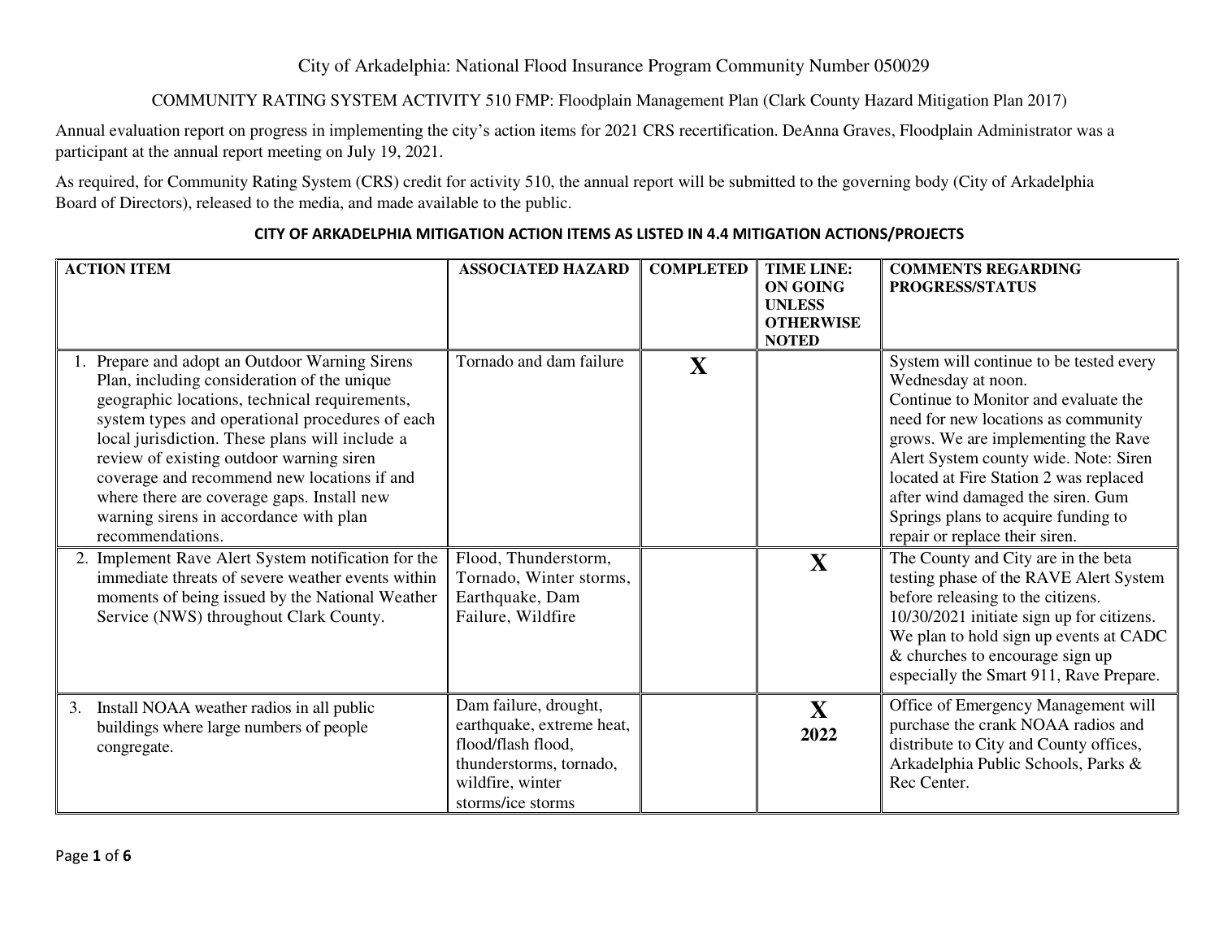City of Arkadelphia: National Flood Insurance Program Community Number 050029

COMMUNITY RATING SYSTEM ACTIVITY 510 FMP: Floodplain Management Plan (Clark County Hazard Mitigation Plan 2017)

Annual evaluation report on progress in implementing the city's action items for 2021 CRS recertification. DeAnna Graves, Floodplain Administrator was a participant at the annual report meeting on July 19, 2021.

As required, for Community Rating System (CRS) credit for activity 510, the annual report will be submitted to the governing body (City of Arkadelphia Board of Directors), released to the media, and made available to the public.

## CITY OF ARKADELPHIA MITIGATION ACTION ITEMS AS LISTED IN 4.4 MITIGATION ACTIONS/PROJECTS

| ACTION ITEM | ASSOCIATED HAZARD | COMPLETED | TIME LINE: ON GOING UNLESS OTHERWISE NOTED | COMMENTS REGARDING PROGRESS/STATUS |
|---|---|---|---|---|
| 1. Prepare and adopt an Outdoor Warning Sirens Plan, including consideration of the unique geographic locations, technical requirements, system types and operational procedures of each local jurisdiction. These plans will include a review of existing outdoor warning siren coverage and recommend new locations if and where there are coverage gaps. Install new warning sirens in accordance with plan recommendations. | Tornado and dam failure | X | | System will continue to be tested every Wednesday at noon. Continue to Monitor and evaluate the need for new locations as community grows. We are implementing the Rave Alert System county wide. Note: Siren located at Fire Station 2 was replaced after wind damaged the siren. Gum Springs plans to acquire funding to repair or replace their siren. |
| 2. Implement Rave Alert System notification for the immediate threats of severe weather events within moments of being issued by the National Weather Service (NWS) throughout Clark County. | Flood, Thunderstorm, Tornado, Winter storms, Earthquake, Dam Failure, Wildfire | | X | The County and City are in the beta testing phase of the RAVE Alert System before releasing to the citizens. 10/30/2021 initiate sign up for citizens. We plan to hold sign up events at CADC & churches to encourage sign up especially the Smart 911, Rave Prepare. |
| 3. Install NOAA weather radios in all public buildings where large numbers of people congregate. | Dam failure, drought, earthquake, extreme heat, flood/flash flood, thunderstorms, tornado, wildfire, winter storms/ice storms | | X 2022 | Office of Emergency Management will purchase the crank NOAA radios and distribute to City and County offices, Arkadelphia Public Schools, Parks & Rec Center. |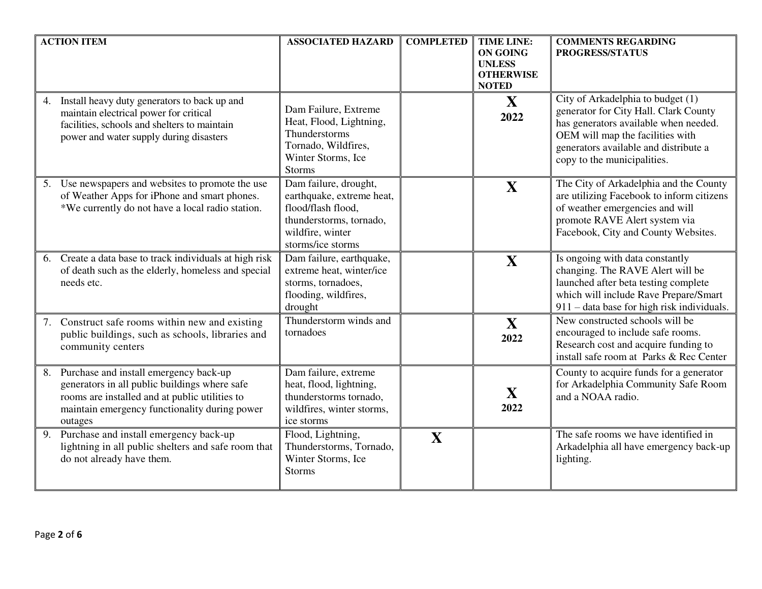| ACTION ITEM | ASSOCIATED HAZARD | COMPLETED | TIME LINE: ON GOING UNLESS OTHERWISE NOTED | COMMENTS REGARDING PROGRESS/STATUS |
|---|---|---|---|---|
| 4. Install heavy duty generators to back up and maintain electrical power for critical facilities, schools and shelters to maintain power and water supply during disasters | Dam Failure, Extreme Heat, Flood, Lightning, Thunderstorms Tornado, Wildfires, Winter Storms, Ice Storms | | **X** **2022** | City of Arkadelphia to budget (1) generator for City Hall. Clark County has generators available when needed. OEM will map the facilities with generators available and distribute a copy to the municipalities. |
| 5. Use newspapers and websites to promote the use of Weather Apps for iPhone and smart phones. *We currently do not have a local radio station. | Dam failure, drought, earthquake, extreme heat, flood/flash flood, thunderstorms, tornado, wildfire, winter storms/ice storms | | **X** | The City of Arkadelphia and the County are utilizing Facebook to inform citizens of weather emergencies and will promote RAVE Alert system via Facebook, City and County Websites. |
| 6. Create a data base to track individuals at high risk of death such as the elderly, homeless and special needs etc. | Dam failure, earthquake, extreme heat, winter/ice storms, tornadoes, flooding, wildfires, drought | | **X** | Is ongoing with data constantly changing. The RAVE Alert will be launched after beta testing complete which will include Rave Prepare/Smart 911 – data base for high risk individuals. |
| 7. Construct safe rooms within new and existing public buildings, such as schools, libraries and community centers | Thunderstorm winds and tornadoes | | **X** **2022** | New constructed schools will be encouraged to include safe rooms. Research cost and acquire funding to install safe room at Parks & Rec Center |
| 8. Purchase and install emergency back-up generators in all public buildings where safe rooms are installed and at public utilities to maintain emergency functionality during power outages | Dam failure, extreme heat, flood, lightning, thunderstorms tornado, wildfires, winter storms, ice storms | | **X** **2022** | County to acquire funds for a generator for Arkadelphia Community Safe Room and a NOAA radio. |
| 9. Purchase and install emergency back-up lightning in all public shelters and safe room that do not already have them. | Flood, Lightning, Thunderstorms, Tornado, Winter Storms, Ice Storms | **X** | | The safe rooms we have identified in Arkadelphia all have emergency back-up lighting. |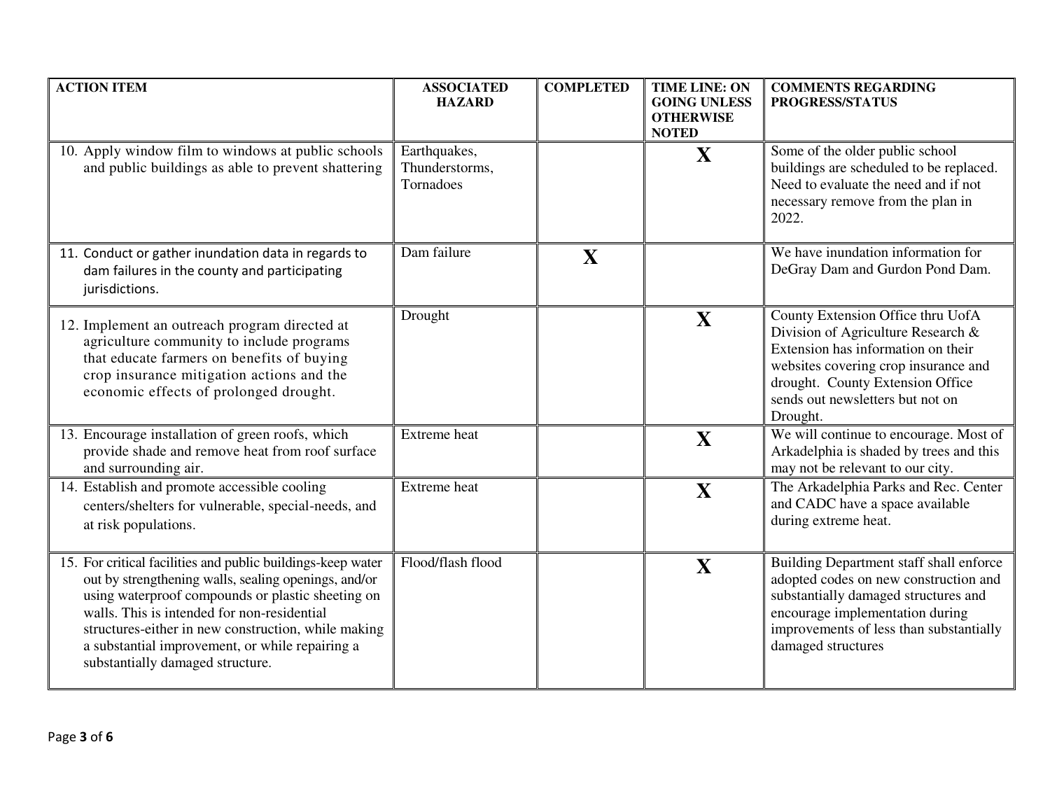| ACTION ITEM | ASSOCIATED HAZARD | COMPLETED | TIME LINE: ON GOING UNLESS OTHERWISE NOTED | COMMENTS REGARDING PROGRESS/STATUS |
|---|---|---|---|---|
| 10. Apply window film to windows at public schools and public buildings as able to prevent shattering | Earthquakes, Thunderstorms, Tornadoes | | X | Some of the older public school buildings are scheduled to be replaced. Need to evaluate the need and if not necessary remove from the plan in 2022. |
| 11. Conduct or gather inundation data in regards to dam failures in the county and participating jurisdictions. | Dam failure | X | | We have inundation information for DeGray Dam and Gurdon Pond Dam. |
| 12. Implement an outreach program directed at agriculture community to include programs that educate farmers on benefits of buying crop insurance mitigation actions and the economic effects of prolonged drought. | Drought | | X | County Extension Office thru UofA Division of Agriculture Research & Extension has information on their websites covering crop insurance and drought. County Extension Office sends out newsletters but not on Drought. |
| 13. Encourage installation of green roofs, which provide shade and remove heat from roof surface and surrounding air. | Extreme heat | | X | We will continue to encourage. Most of Arkadelphia is shaded by trees and this may not be relevant to our city. |
| 14. Establish and promote accessible cooling centers/shelters for vulnerable, special-needs, and at risk populations. | Extreme heat | | X | The Arkadelphia Parks and Rec. Center and CADC have a space available during extreme heat. |
| 15. For critical facilities and public buildings-keep water out by strengthening walls, sealing openings, and/or using waterproof compounds or plastic sheeting on walls. This is intended for non-residential structures-either in new construction, while making a substantial improvement, or while repairing a substantially damaged structure. | Flood/flash flood | | X | Building Department staff shall enforce adopted codes on new construction and substantially damaged structures and encourage implementation during improvements of less than substantially damaged structures |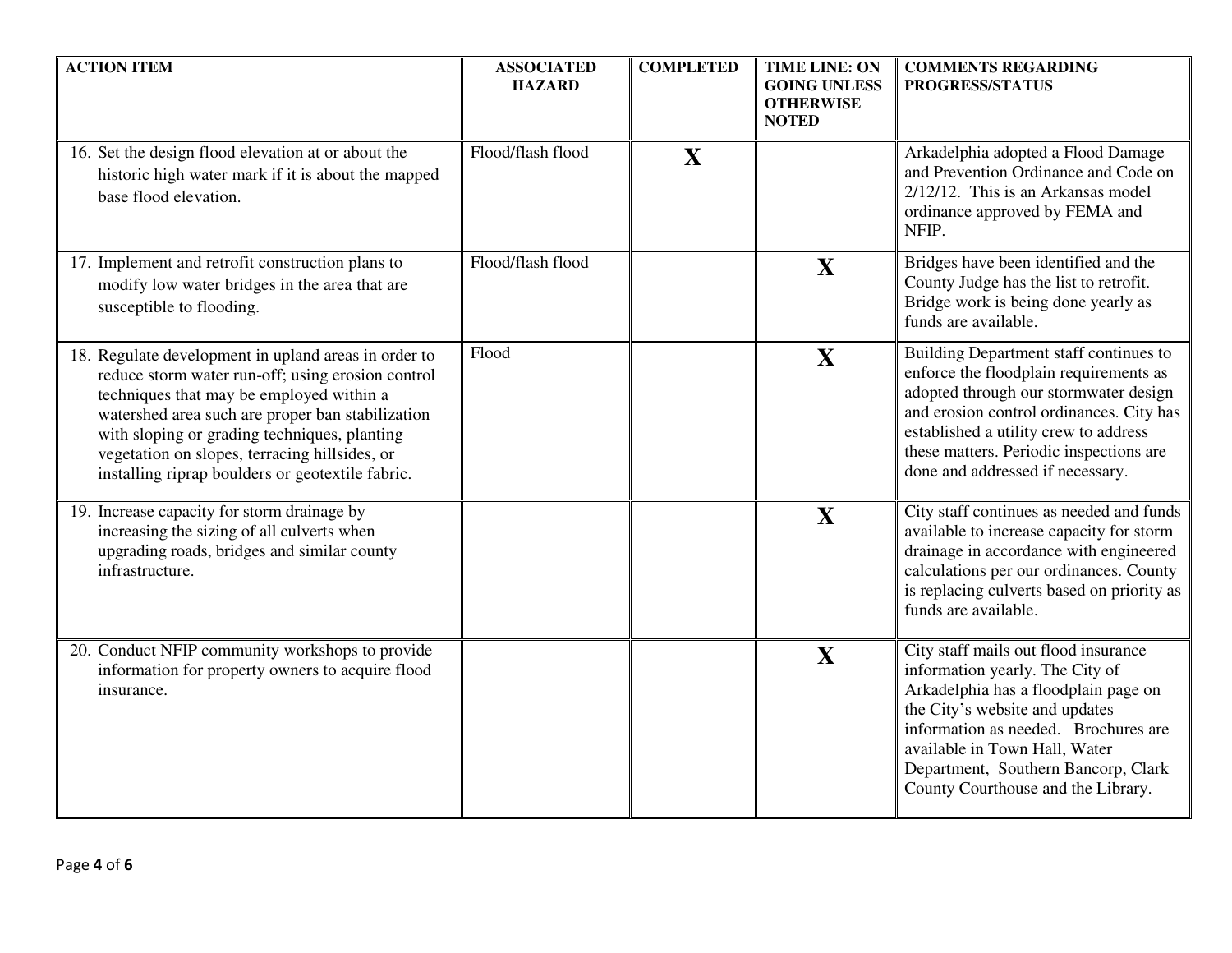| ACTION ITEM | ASSOCIATED HAZARD | COMPLETED | TIME LINE: ON GOING UNLESS OTHERWISE NOTED | COMMENTS REGARDING PROGRESS/STATUS |
|---|---|---|---|---|
| 16. Set the design flood elevation at or about the historic high water mark if it is about the mapped base flood elevation. | Flood/flash flood | X | | Arkadelphia adopted a Flood Damage and Prevention Ordinance and Code on 2/12/12. This is an Arkansas model ordinance approved by FEMA and NFIP. |
| 17. Implement and retrofit construction plans to modify low water bridges in the area that are susceptible to flooding. | Flood/flash flood | | X | Bridges have been identified and the County Judge has the list to retrofit. Bridge work is being done yearly as funds are available. |
| 18. Regulate development in upland areas in order to reduce storm water run-off; using erosion control techniques that may be employed within a watershed area such are proper ban stabilization with sloping or grading techniques, planting vegetation on slopes, terracing hillsides, or installing riprap boulders or geotextile fabric. | Flood | | X | Building Department staff continues to enforce the floodplain requirements as adopted through our stormwater design and erosion control ordinances. City has established a utility crew to address these matters. Periodic inspections are done and addressed if necessary. |
| 19. Increase capacity for storm drainage by increasing the sizing of all culverts when upgrading roads, bridges and similar county infrastructure. | | | X | City staff continues as needed and funds available to increase capacity for storm drainage in accordance with engineered calculations per our ordinances. County is replacing culverts based on priority as funds are available. |
| 20. Conduct NFIP community workshops to provide information for property owners to acquire flood insurance. | | | X | City staff mails out flood insurance information yearly. The City of Arkadelphia has a floodplain page on the City's website and updates information as needed. Brochures are available in Town Hall, Water Department, Southern Bancorp, Clark County Courthouse and the Library. |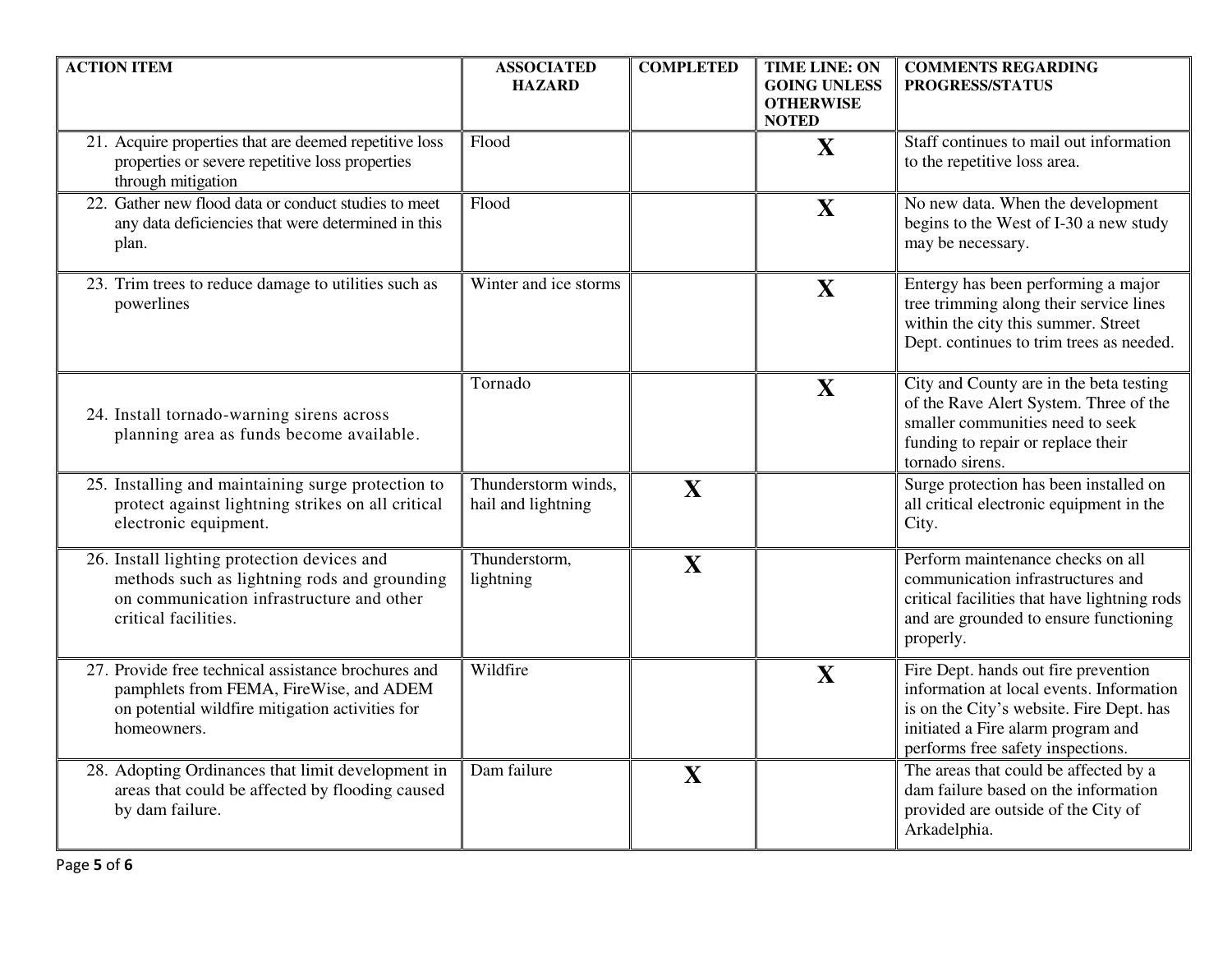| ACTION ITEM | ASSOCIATED HAZARD | COMPLETED | TIME LINE: ON GOING UNLESS OTHERWISE NOTED | COMMENTS REGARDING PROGRESS/STATUS |
|---|---|---|---|---|
| 21. Acquire properties that are deemed repetitive loss properties or severe repetitive loss properties through mitigation | Flood | | X | Staff continues to mail out information to the repetitive loss area. |
| 22. Gather new flood data or conduct studies to meet any data deficiencies that were determined in this plan. | Flood | | X | No new data. When the development begins to the West of I-30 a new study may be necessary. |
| 23. Trim trees to reduce damage to utilities such as powerlines | Winter and ice storms | | X | Entergy has been performing a major tree trimming along their service lines within the city this summer. Street Dept. continues to trim trees as needed. |
| 24. Install tornado-warning sirens across planning area as funds become available. | Tornado | | X | City and County are in the beta testing of the Rave Alert System. Three of the smaller communities need to seek funding to repair or replace their tornado sirens. |
| 25. Installing and maintaining surge protection to protect against lightning strikes on all critical electronic equipment. | Thunderstorm winds, hail and lightning | X | | Surge protection has been installed on all critical electronic equipment in the City. |
| 26. Install lighting protection devices and methods such as lightning rods and grounding on communication infrastructure and other critical facilities. | Thunderstorm, lightning | X | | Perform maintenance checks on all communication infrastructures and critical facilities that have lightning rods and are grounded to ensure functioning properly. |
| 27. Provide free technical assistance brochures and pamphlets from FEMA, FireWise, and ADEM on potential wildfire mitigation activities for homeowners. | Wildfire | | X | Fire Dept. hands out fire prevention information at local events. Information is on the City's website. Fire Dept. has initiated a Fire alarm program and performs free safety inspections. |
| 28. Adopting Ordinances that limit development in areas that could be affected by flooding caused by dam failure. | Dam failure | X | | The areas that could be affected by a dam failure based on the information provided are outside of the City of Arkadelphia. |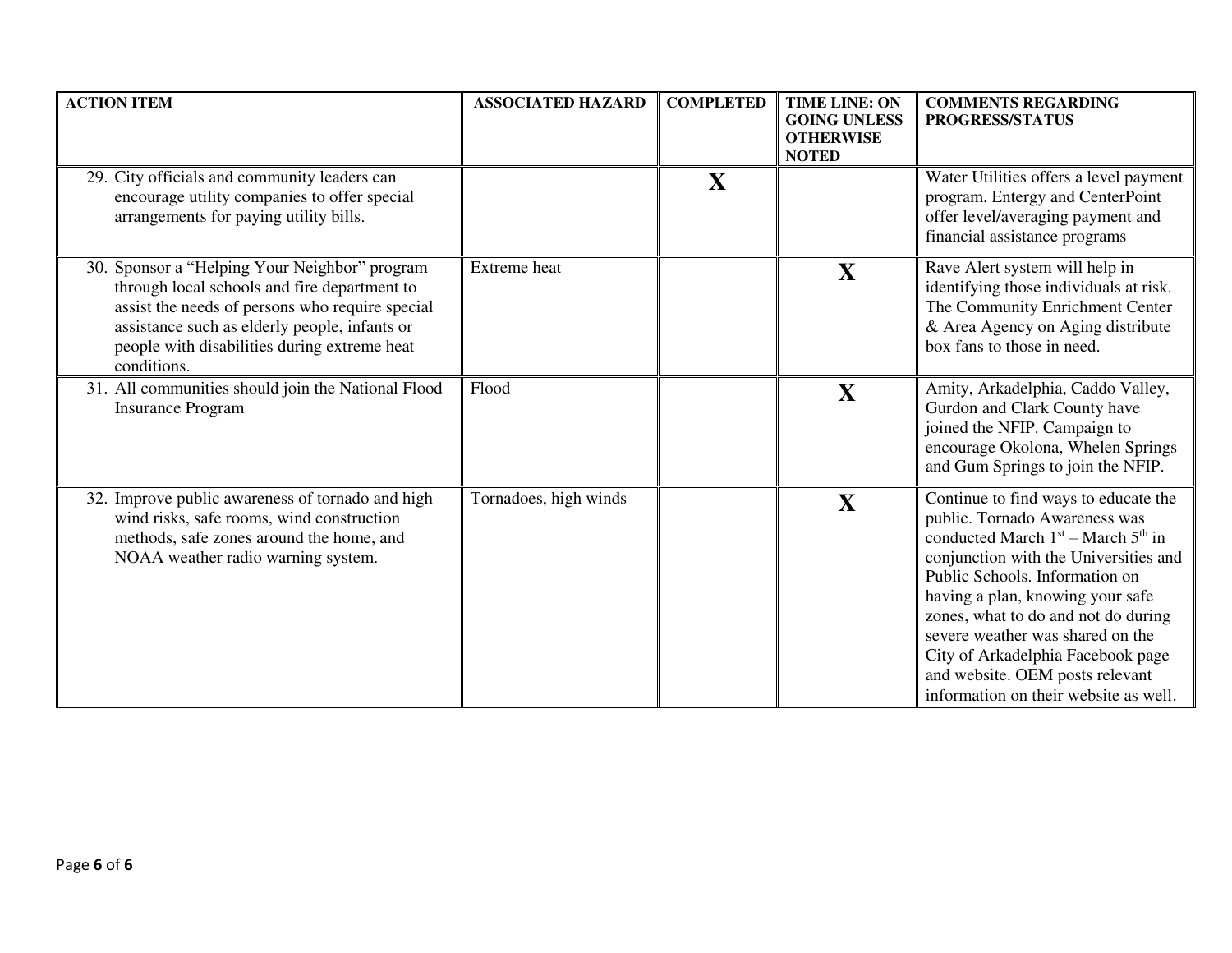| ACTION ITEM | ASSOCIATED HAZARD | COMPLETED | TIME LINE: ON GOING UNLESS OTHERWISE NOTED | COMMENTS REGARDING PROGRESS/STATUS |
|---|---|---|---|---|
| 29. City officials and community leaders can encourage utility companies to offer special arrangements for paying utility bills. | | X | | Water Utilities offers a level payment program. Entergy and CenterPoint offer level/averaging payment and financial assistance programs |
| 30. Sponsor a "Helping Your Neighbor" program through local schools and fire department to assist the needs of persons who require special assistance such as elderly people, infants or people with disabilities during extreme heat conditions. | Extreme heat | | X | Rave Alert system will help in identifying those individuals at risk. The Community Enrichment Center & Area Agency on Aging distribute box fans to those in need. |
| 31. All communities should join the National Flood Insurance Program | Flood | | X | Amity, Arkadelphia, Caddo Valley, Gurdon and Clark County have joined the NFIP. Campaign to encourage Okolona, Whelen Springs and Gum Springs to join the NFIP. |
| 32. Improve public awareness of tornado and high wind risks, safe rooms, wind construction methods, safe zones around the home, and NOAA weather radio warning system. | Tornadoes, high winds | | X | Continue to find ways to educate the public. Tornado Awareness was conducted March 1st – March 5th in conjunction with the Universities and Public Schools. Information on having a plan, knowing your safe zones, what to do and not do during severe weather was shared on the City of Arkadelphia Facebook page and website. OEM posts relevant information on their website as well. |